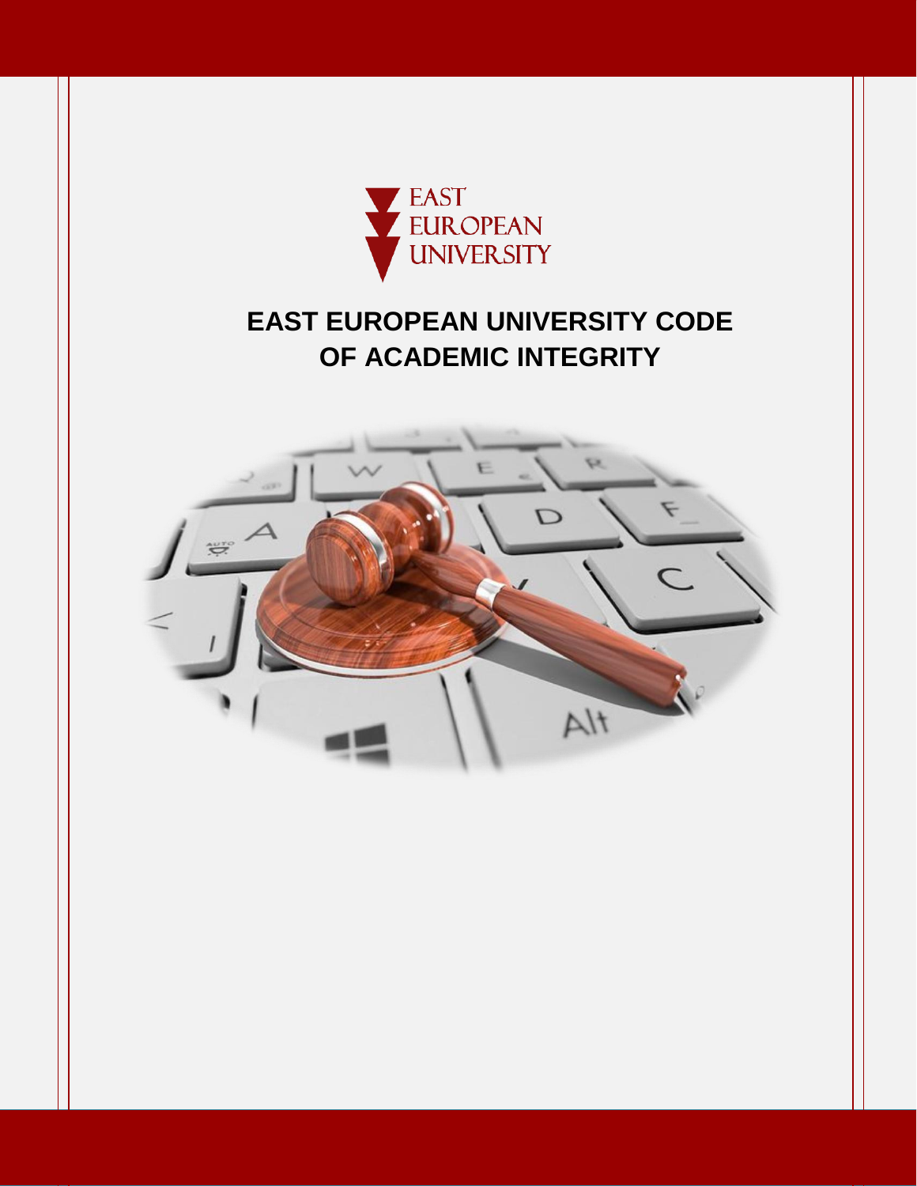EAST
EUROPEAN
UNIVERSITY

# EAST EUROPEAN UNIVERSITY CODE OF ACADEMIC INTEGRITY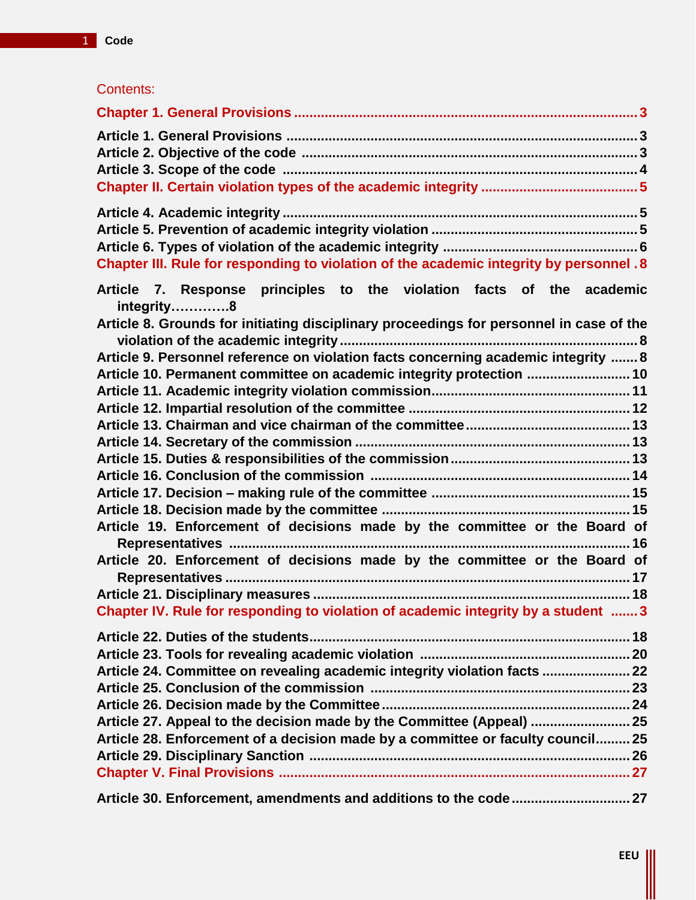Contents:

**Chapter 1. General Provisions** .......................................................................................... 3

**Article 1. General Provisions** ............................................................................................ 3
**Article 2. Objective of the code** ........................................................................................ 3
**Article 3. Scope of the code** ............................................................................................. 4
**Chapter II. Certain violation types of the academic integrity** ......................................... 5

**Article 4. Academic integrity** ............................................................................................ 5
**Article 5. Prevention of academic integrity violation** ...................................................... 5
**Article 6. Types of violation of the academic integrity** ................................................... 6
**Chapter III. Rule for responding to violation of the academic integrity by personnel** . 8

**Article 7. Response principles to the violation facts of the academic integrity…………8**
**Article 8. Grounds for initiating disciplinary proceedings for personnel in case of the violation of the academic integrity** ............................................................................... 8
**Article 9. Personnel reference on violation facts concerning academic integrity** ....... 8
**Article 10. Permanent committee on academic integrity protection** ........................... 10
**Article 11. Academic integrity violation commission** .................................................... 11
**Article 12. Impartial resolution of the committee** ......................................................... 12
**Article 13. Chairman and vice chairman of the committee** ........................................... 13
**Article 14. Secretary of the commission** ....................................................................... 13
**Article 15. Duties & responsibilities of the commission** ............................................... 13
**Article 16. Conclusion of the commission** .................................................................... 14
**Article 17. Decision – making rule of the committee** .................................................... 15
**Article 18. Decision made by the committee** ................................................................ 15
**Article 19. Enforcement of decisions made by the committee or the Board of Representatives** ....................................................................................................... 16
**Article 20. Enforcement of decisions made by the committee or the Board of Representatives** ....................................................................................................... 17
**Article 21. Disciplinary measures** ................................................................................. 18
**Chapter IV. Rule for responding to violation of academic integrity by a student** ....... 3

**Article 22. Duties of the students** .................................................................................. 18
**Article 23. Tools for revealing academic violation** ........................................................ 20
**Article 24. Committee on revealing academic integrity violation facts** ....................... 22
**Article 25. Conclusion of the commission** .................................................................... 23
**Article 26. Decision made by the Committee** ................................................................ 24
**Article 27. Appeal to the decision made by the Committee (Appeal)** .......................... 25
**Article 28. Enforcement of a decision made by a committee or faculty council** ......... 25
**Article 29. Disciplinary Sanction** ................................................................................... 26
**Chapter V. Final Provisions** ............................................................................................ 27

**Article 30. Enforcement, amendments and additions to the code** ............................... 27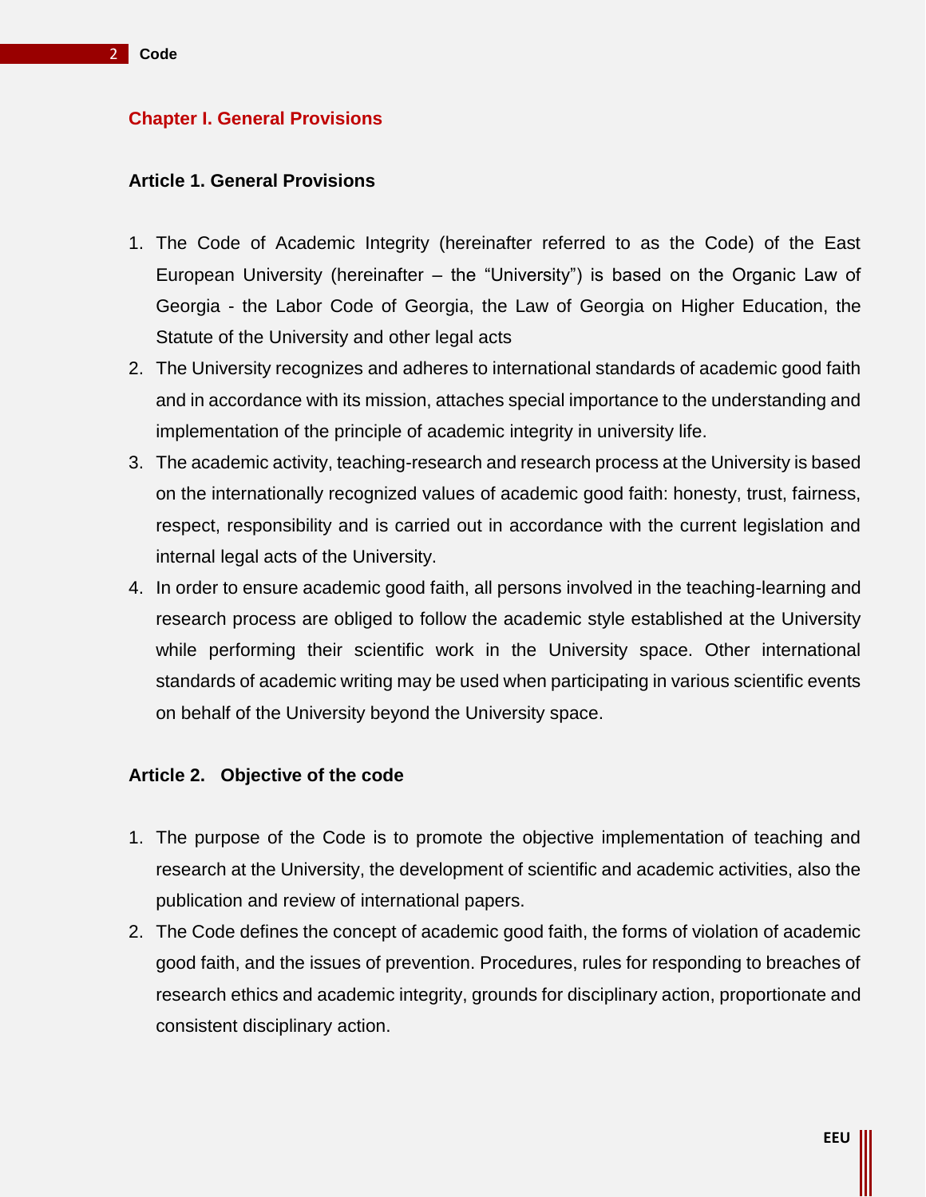## Chapter I. General Provisions

### Article 1. General Provisions

1. The Code of Academic Integrity (hereinafter referred to as the Code) of the East European University (hereinafter – the "University") is based on the Organic Law of Georgia - the Labor Code of Georgia, the Law of Georgia on Higher Education, the Statute of the University and other legal acts
2. The University recognizes and adheres to international standards of academic good faith and in accordance with its mission, attaches special importance to the understanding and implementation of the principle of academic integrity in university life.
3. The academic activity, teaching-research and research process at the University is based on the internationally recognized values of academic good faith: honesty, trust, fairness, respect, responsibility and is carried out in accordance with the current legislation and internal legal acts of the University.
4. In order to ensure academic good faith, all persons involved in the teaching-learning and research process are obliged to follow the academic style established at the University while performing their scientific work in the University space. Other international standards of academic writing may be used when participating in various scientific events on behalf of the University beyond the University space.

### Article 2. Objective of the code

1. The purpose of the Code is to promote the objective implementation of teaching and research at the University, the development of scientific and academic activities, also the publication and review of international papers.
2. The Code defines the concept of academic good faith, the forms of violation of academic good faith, and the issues of prevention. Procedures, rules for responding to breaches of research ethics and academic integrity, grounds for disciplinary action, proportionate and consistent disciplinary action.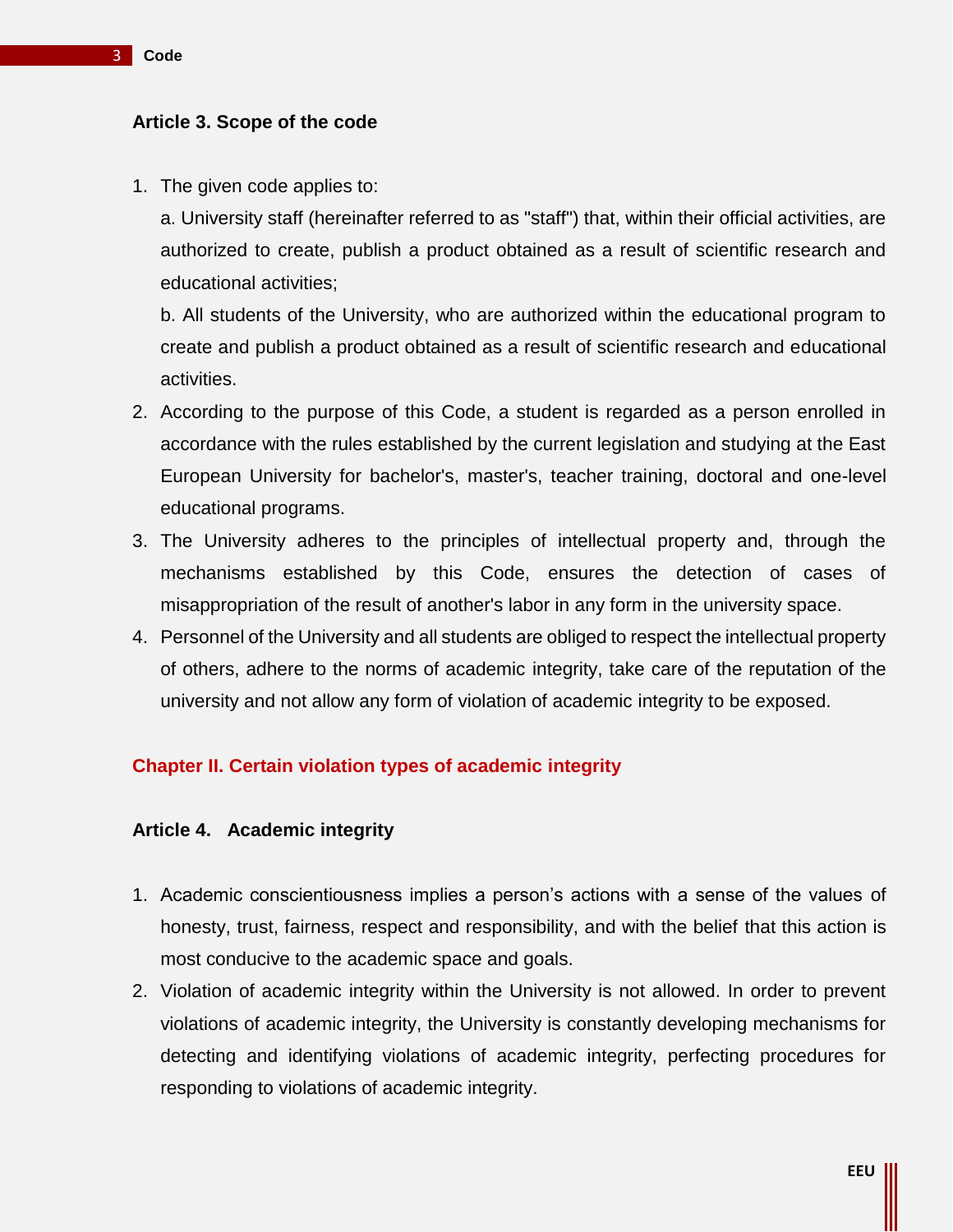### Article 3. Scope of the code

1. The given code applies to:

   a. University staff (hereinafter referred to as "staff") that, within their official activities, are authorized to create, publish a product obtained as a result of scientific research and educational activities;

   b. All students of the University, who are authorized within the educational program to create and publish a product obtained as a result of scientific research and educational activities.
2. According to the purpose of this Code, a student is regarded as a person enrolled in accordance with the rules established by the current legislation and studying at the East European University for bachelor's, master's, teacher training, doctoral and one-level educational programs.
3. The University adheres to the principles of intellectual property and, through the mechanisms established by this Code, ensures the detection of cases of misappropriation of the result of another's labor in any form in the university space.
4. Personnel of the University and all students are obliged to respect the intellectual property of others, adhere to the norms of academic integrity, take care of the reputation of the university and not allow any form of violation of academic integrity to be exposed.

## Chapter II. Certain violation types of academic integrity

### Article 4. Academic integrity

1. Academic conscientiousness implies a person's actions with a sense of the values of honesty, trust, fairness, respect and responsibility, and with the belief that this action is most conducive to the academic space and goals.
2. Violation of academic integrity within the University is not allowed. In order to prevent violations of academic integrity, the University is constantly developing mechanisms for detecting and identifying violations of academic integrity, perfecting procedures for responding to violations of academic integrity.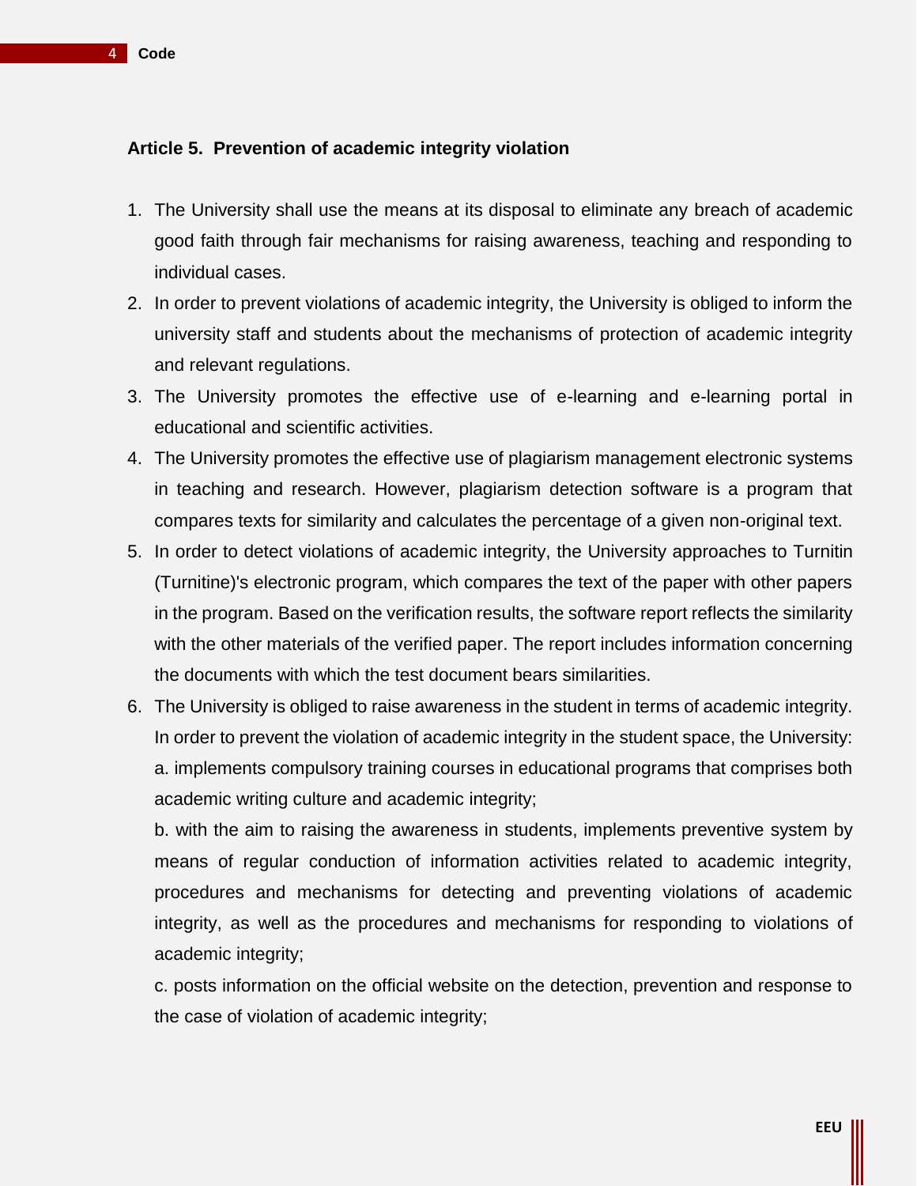### Article 5. Prevention of academic integrity violation

1. The University shall use the means at its disposal to eliminate any breach of academic good faith through fair mechanisms for raising awareness, teaching and responding to individual cases.
2. In order to prevent violations of academic integrity, the University is obliged to inform the university staff and students about the mechanisms of protection of academic integrity and relevant regulations.
3. The University promotes the effective use of e-learning and e-learning portal in educational and scientific activities.
4. The University promotes the effective use of plagiarism management electronic systems in teaching and research. However, plagiarism detection software is a program that compares texts for similarity and calculates the percentage of a given non-original text.
5. In order to detect violations of academic integrity, the University approaches to Turnitin (Turnitine)'s electronic program, which compares the text of the paper with other papers in the program. Based on the verification results, the software report reflects the similarity with the other materials of the verified paper. The report includes information concerning the documents with which the test document bears similarities.
6. The University is obliged to raise awareness in the student in terms of academic integrity. In order to prevent the violation of academic integrity in the student space, the University:

   a. implements compulsory training courses in educational programs that comprises both academic writing culture and academic integrity;

   b. with the aim to raising the awareness in students, implements preventive system by means of regular conduction of information activities related to academic integrity, procedures and mechanisms for detecting and preventing violations of academic integrity, as well as the procedures and mechanisms for responding to violations of academic integrity;

   c. posts information on the official website on the detection, prevention and response to the case of violation of academic integrity;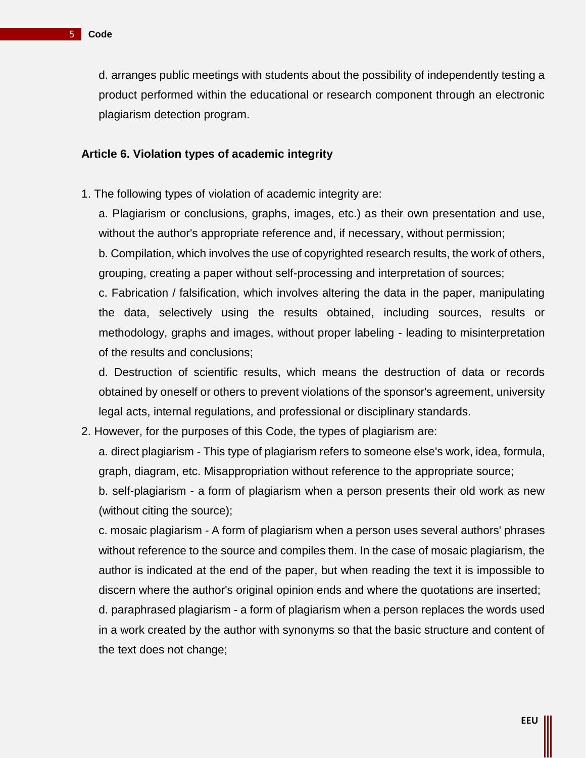d. arranges public meetings with students about the possibility of independently testing a product performed within the educational or research component through an electronic plagiarism detection program.

**Article 6. Violation types of academic integrity**

1. The following types of violation of academic integrity are:
   a. Plagiarism or conclusions, graphs, images, etc.) as their own presentation and use, without the author's appropriate reference and, if necessary, without permission;
   b. Compilation, which involves the use of copyrighted research results, the work of others, grouping, creating a paper without self-processing and interpretation of sources;
   c. Fabrication / falsification, which involves altering the data in the paper, manipulating the data, selectively using the results obtained, including sources, results or methodology, graphs and images, without proper labeling - leading to misinterpretation of the results and conclusions;
   d. Destruction of scientific results, which means the destruction of data or records obtained by oneself or others to prevent violations of the sponsor's agreement, university legal acts, internal regulations, and professional or disciplinary standards.
2. However, for the purposes of this Code, the types of plagiarism are:
   a. direct plagiarism - This type of plagiarism refers to someone else's work, idea, formula, graph, diagram, etc. Misappropriation without reference to the appropriate source;
   b. self-plagiarism - a form of plagiarism when a person presents their old work as new (without citing the source);
   c. mosaic plagiarism - A form of plagiarism when a person uses several authors' phrases without reference to the source and compiles them. In the case of mosaic plagiarism, the author is indicated at the end of the paper, but when reading the text it is impossible to discern where the author's original opinion ends and where the quotations are inserted;
   d. paraphrased plagiarism - a form of plagiarism when a person replaces the words used in a work created by the author with synonyms so that the basic structure and content of the text does not change;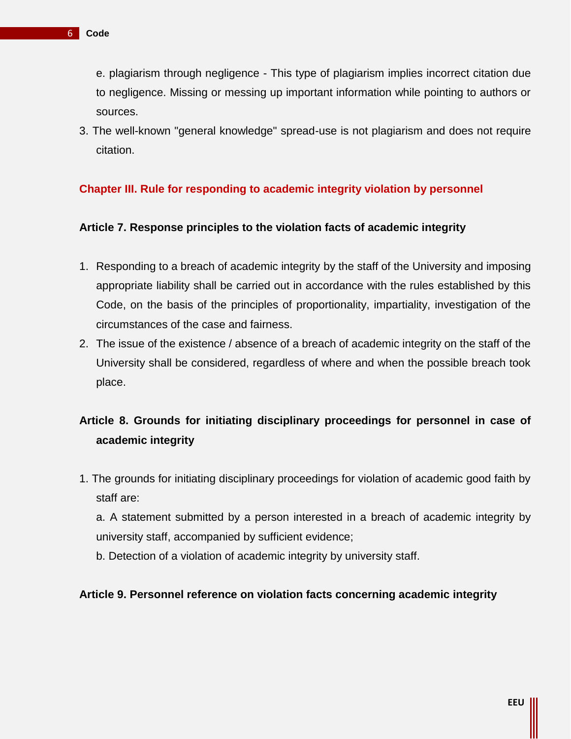e. plagiarism through negligence - This type of plagiarism implies incorrect citation due to negligence. Missing or messing up important information while pointing to authors or sources.

3. The well-known "general knowledge" spread-use is not plagiarism and does not require citation.

## Chapter III. Rule for responding to academic integrity violation by personnel

### Article 7. Response principles to the violation facts of academic integrity

1. Responding to a breach of academic integrity by the staff of the University and imposing appropriate liability shall be carried out in accordance with the rules established by this Code, on the basis of the principles of proportionality, impartiality, investigation of the circumstances of the case and fairness.
2. The issue of the existence / absence of a breach of academic integrity on the staff of the University shall be considered, regardless of where and when the possible breach took place.

### Article 8. Grounds for initiating disciplinary proceedings for personnel in case of academic integrity

1. The grounds for initiating disciplinary proceedings for violation of academic good faith by staff are:

   a. A statement submitted by a person interested in a breach of academic integrity by university staff, accompanied by sufficient evidence;

   b. Detection of a violation of academic integrity by university staff.

### Article 9. Personnel reference on violation facts concerning academic integrity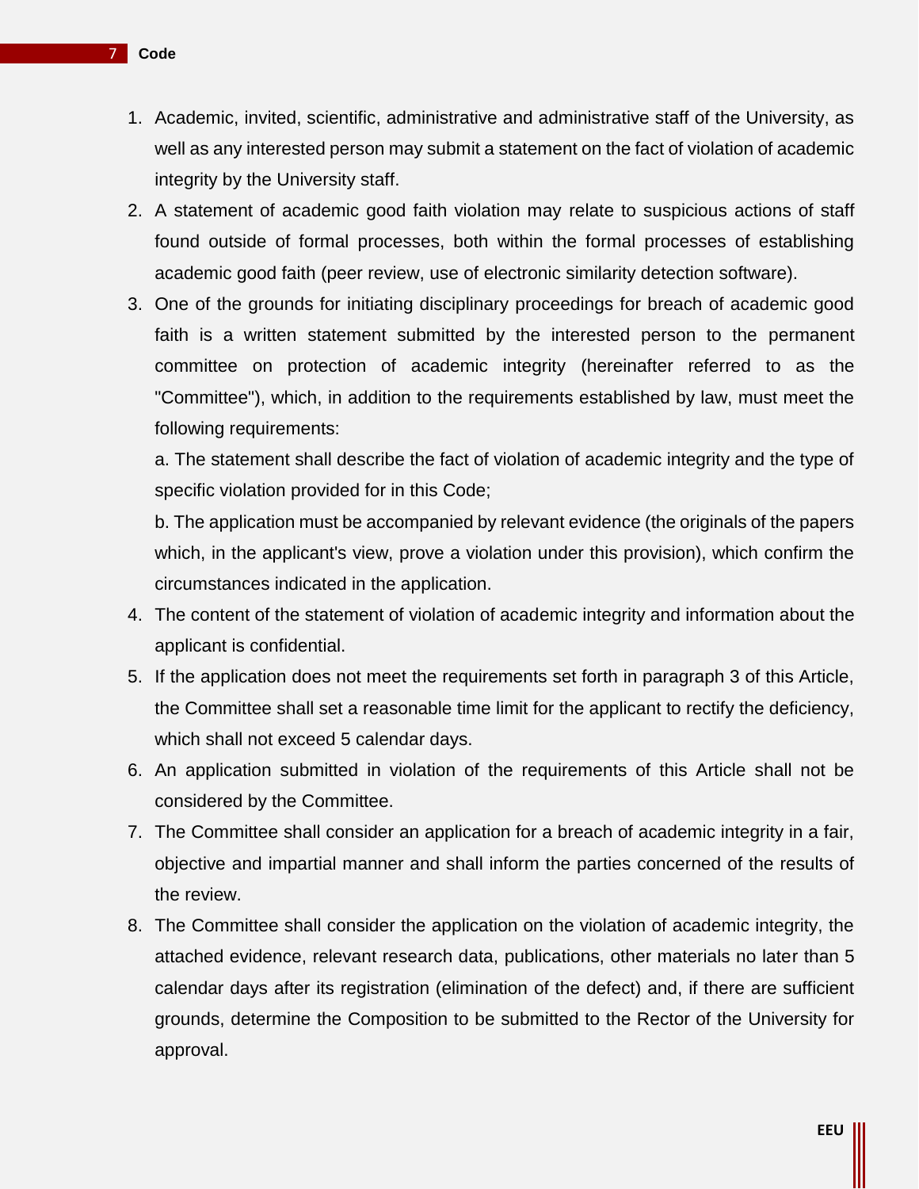1. Academic, invited, scientific, administrative and administrative staff of the University, as well as any interested person may submit a statement on the fact of violation of academic integrity by the University staff.
2. A statement of academic good faith violation may relate to suspicious actions of staff found outside of formal processes, both within the formal processes of establishing academic good faith (peer review, use of electronic similarity detection software).
3. One of the grounds for initiating disciplinary proceedings for breach of academic good faith is a written statement submitted by the interested person to the permanent committee on protection of academic integrity (hereinafter referred to as the "Committee"), which, in addition to the requirements established by law, must meet the following requirements:

   a. The statement shall describe the fact of violation of academic integrity and the type of specific violation provided for in this Code;

   b. The application must be accompanied by relevant evidence (the originals of the papers which, in the applicant's view, prove a violation under this provision), which confirm the circumstances indicated in the application.
4. The content of the statement of violation of academic integrity and information about the applicant is confidential.
5. If the application does not meet the requirements set forth in paragraph 3 of this Article, the Committee shall set a reasonable time limit for the applicant to rectify the deficiency, which shall not exceed 5 calendar days.
6. An application submitted in violation of the requirements of this Article shall not be considered by the Committee.
7. The Committee shall consider an application for a breach of academic integrity in a fair, objective and impartial manner and shall inform the parties concerned of the results of the review.
8. The Committee shall consider the application on the violation of academic integrity, the attached evidence, relevant research data, publications, other materials no later than 5 calendar days after its registration (elimination of the defect) and, if there are sufficient grounds, determine the Composition to be submitted to the Rector of the University for approval.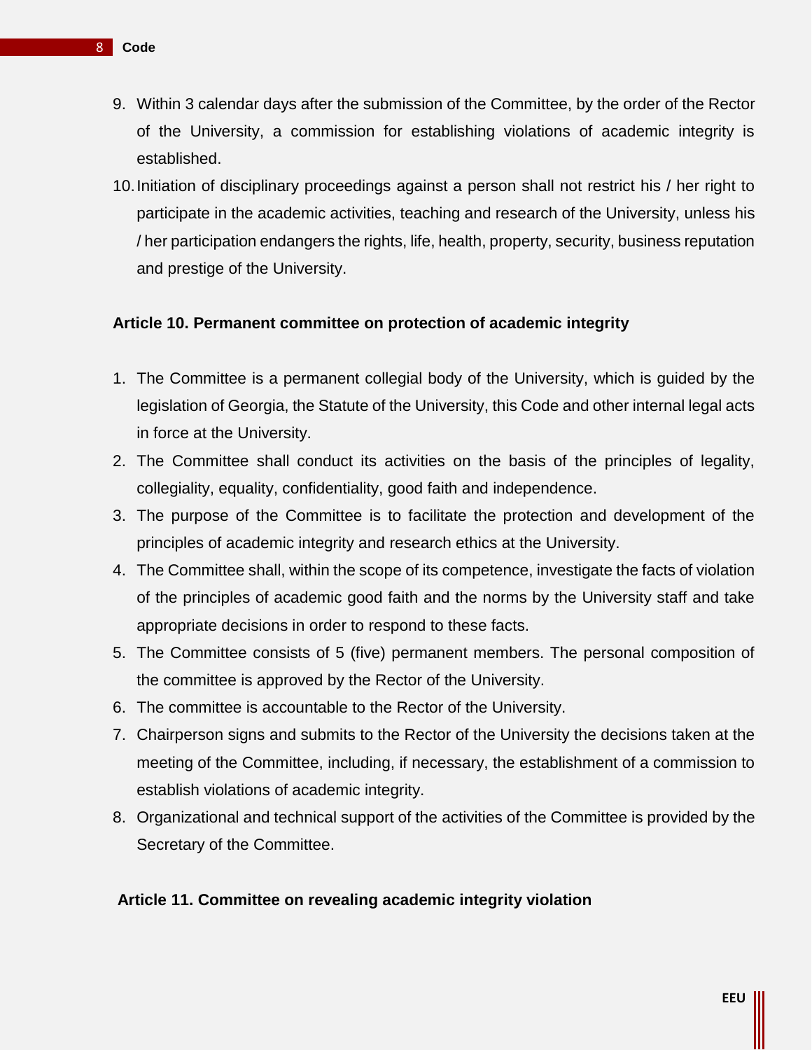9. Within 3 calendar days after the submission of the Committee, by the order of the Rector of the University, a commission for establishing violations of academic integrity is established.
10. Initiation of disciplinary proceedings against a person shall not restrict his / her right to participate in the academic activities, teaching and research of the University, unless his / her participation endangers the rights, life, health, property, security, business reputation and prestige of the University.

**Article 10. Permanent committee on protection of academic integrity**

1. The Committee is a permanent collegial body of the University, which is guided by the legislation of Georgia, the Statute of the University, this Code and other internal legal acts in force at the University.
2. The Committee shall conduct its activities on the basis of the principles of legality, collegiality, equality, confidentiality, good faith and independence.
3. The purpose of the Committee is to facilitate the protection and development of the principles of academic integrity and research ethics at the University.
4. The Committee shall, within the scope of its competence, investigate the facts of violation of the principles of academic good faith and the norms by the University staff and take appropriate decisions in order to respond to these facts.
5. The Committee consists of 5 (five) permanent members. The personal composition of the committee is approved by the Rector of the University.
6. The committee is accountable to the Rector of the University.
7. Chairperson signs and submits to the Rector of the University the decisions taken at the meeting of the Committee, including, if necessary, the establishment of a commission to establish violations of academic integrity.
8. Organizational and technical support of the activities of the Committee is provided by the Secretary of the Committee.

**Article 11. Committee on revealing academic integrity violation**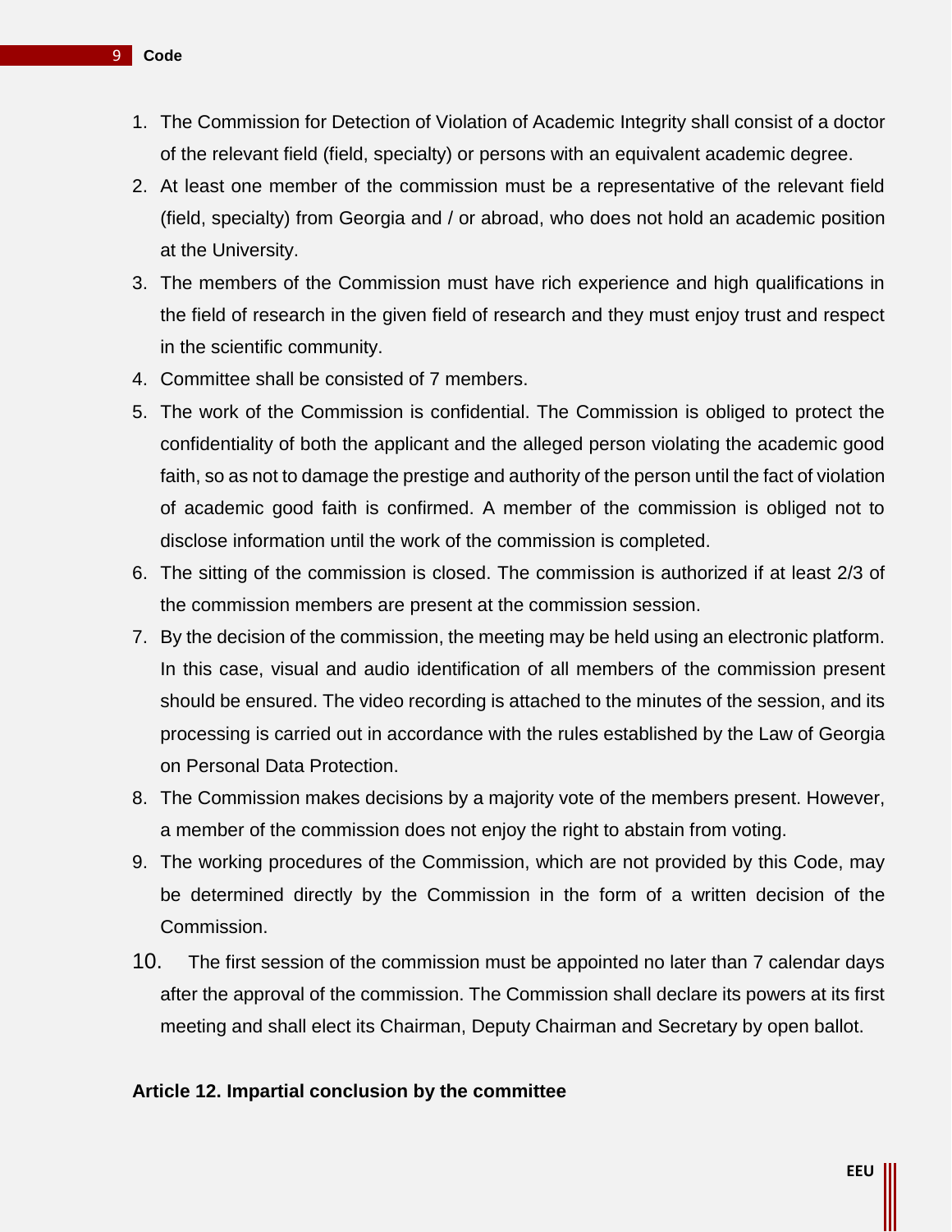1. The Commission for Detection of Violation of Academic Integrity shall consist of a doctor of the relevant field (field, specialty) or persons with an equivalent academic degree.
2. At least one member of the commission must be a representative of the relevant field (field, specialty) from Georgia and / or abroad, who does not hold an academic position at the University.
3. The members of the Commission must have rich experience and high qualifications in the field of research in the given field of research and they must enjoy trust and respect in the scientific community.
4. Committee shall be consisted of 7 members.
5. The work of the Commission is confidential. The Commission is obliged to protect the confidentiality of both the applicant and the alleged person violating the academic good faith, so as not to damage the prestige and authority of the person until the fact of violation of academic good faith is confirmed. A member of the commission is obliged not to disclose information until the work of the commission is completed.
6. The sitting of the commission is closed. The commission is authorized if at least 2/3 of the commission members are present at the commission session.
7. By the decision of the commission, the meeting may be held using an electronic platform. In this case, visual and audio identification of all members of the commission present should be ensured. The video recording is attached to the minutes of the session, and its processing is carried out in accordance with the rules established by the Law of Georgia on Personal Data Protection.
8. The Commission makes decisions by a majority vote of the members present. However, a member of the commission does not enjoy the right to abstain from voting.
9. The working procedures of the Commission, which are not provided by this Code, may be determined directly by the Commission in the form of a written decision of the Commission.
10. The first session of the commission must be appointed no later than 7 calendar days after the approval of the commission. The Commission shall declare its powers at its first meeting and shall elect its Chairman, Deputy Chairman and Secretary by open ballot.

**Article 12. Impartial conclusion by the committee**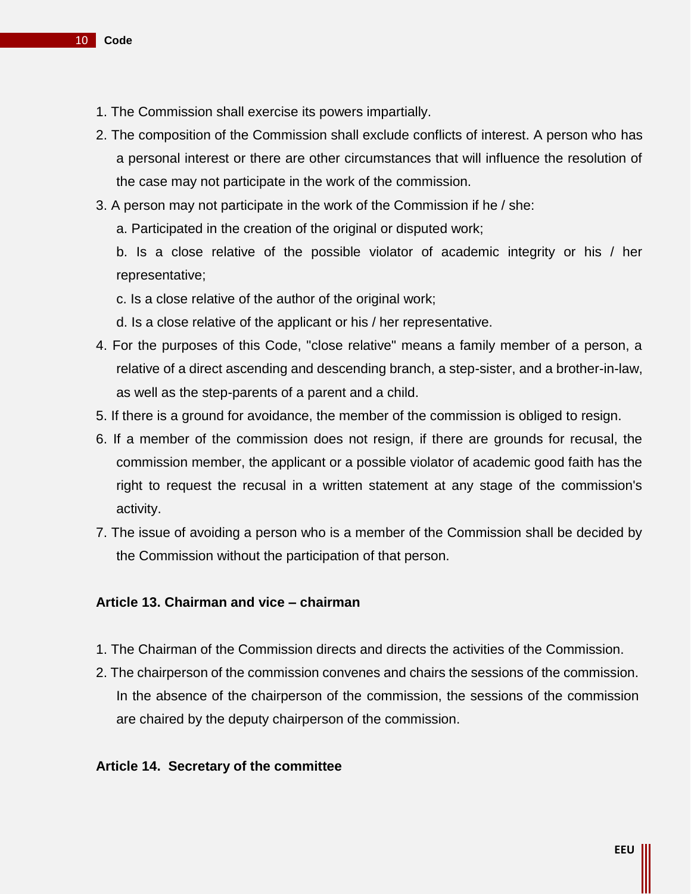1. The Commission shall exercise its powers impartially.
2. The composition of the Commission shall exclude conflicts of interest. A person who has a personal interest or there are other circumstances that will influence the resolution of the case may not participate in the work of the commission.
3. A person may not participate in the work of the Commission if he / she:
   a. Participated in the creation of the original or disputed work;
   b. Is a close relative of the possible violator of academic integrity or his / her representative;
   c. Is a close relative of the author of the original work;
   d. Is a close relative of the applicant or his / her representative.
4. For the purposes of this Code, "close relative" means a family member of a person, a relative of a direct ascending and descending branch, a step-sister, and a brother-in-law, as well as the step-parents of a parent and a child.
5. If there is a ground for avoidance, the member of the commission is obliged to resign.
6. If a member of the commission does not resign, if there are grounds for recusal, the commission member, the applicant or a possible violator of academic good faith has the right to request the recusal in a written statement at any stage of the commission's activity.
7. The issue of avoiding a person who is a member of the Commission shall be decided by the Commission without the participation of that person.

**Article 13. Chairman and vice – chairman**

1. The Chairman of the Commission directs and directs the activities of the Commission.
2. The chairperson of the commission convenes and chairs the sessions of the commission. In the absence of the chairperson of the commission, the sessions of the commission are chaired by the deputy chairperson of the commission.

**Article 14. Secretary of the committee**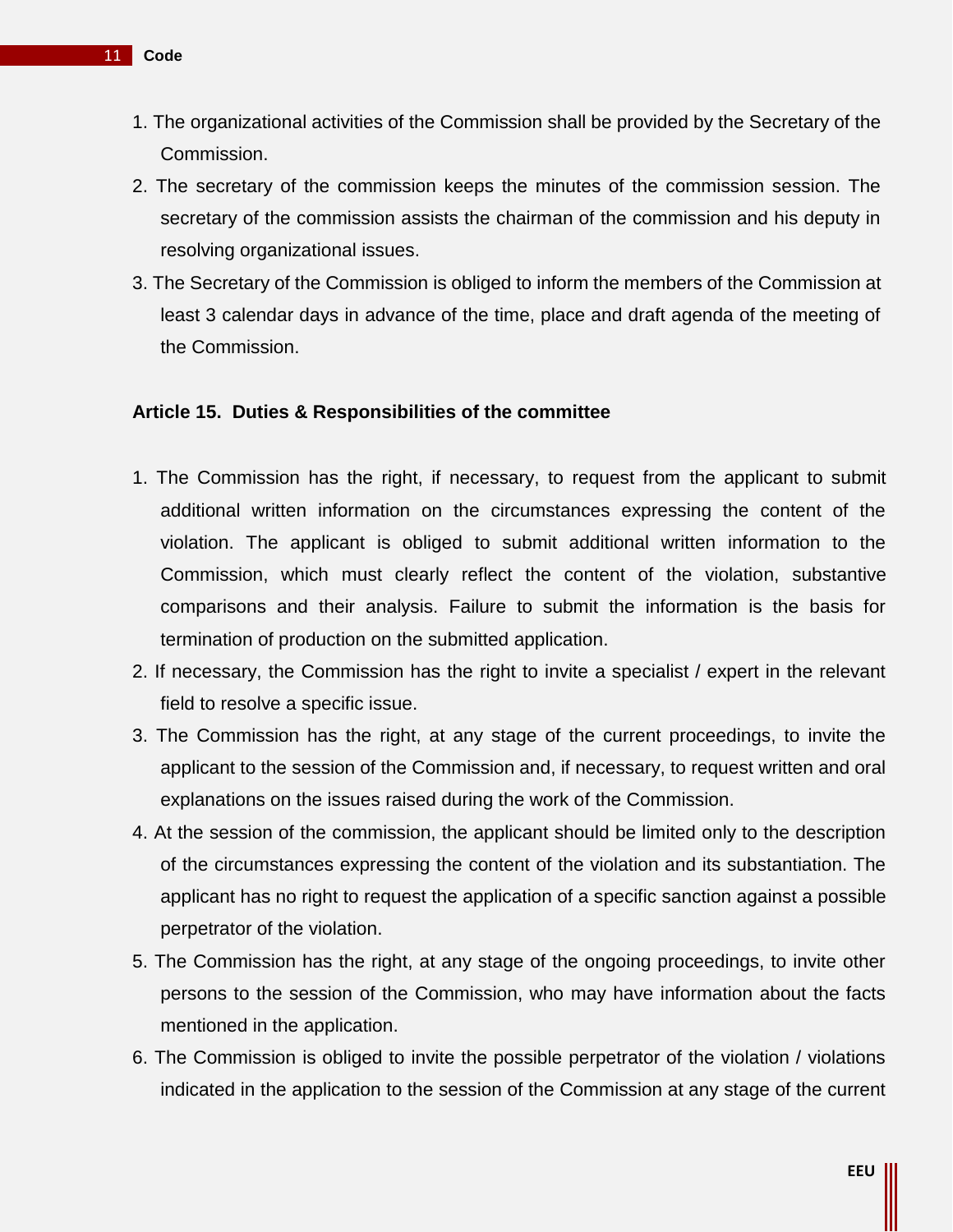1. The organizational activities of the Commission shall be provided by the Secretary of the Commission.
2. The secretary of the commission keeps the minutes of the commission session. The secretary of the commission assists the chairman of the commission and his deputy in resolving organizational issues.
3. The Secretary of the Commission is obliged to inform the members of the Commission at least 3 calendar days in advance of the time, place and draft agenda of the meeting of the Commission.

**Article 15. Duties & Responsibilities of the committee**

1. The Commission has the right, if necessary, to request from the applicant to submit additional written information on the circumstances expressing the content of the violation. The applicant is obliged to submit additional written information to the Commission, which must clearly reflect the content of the violation, substantive comparisons and their analysis. Failure to submit the information is the basis for termination of production on the submitted application.
2. If necessary, the Commission has the right to invite a specialist / expert in the relevant field to resolve a specific issue.
3. The Commission has the right, at any stage of the current proceedings, to invite the applicant to the session of the Commission and, if necessary, to request written and oral explanations on the issues raised during the work of the Commission.
4. At the session of the commission, the applicant should be limited only to the description of the circumstances expressing the content of the violation and its substantiation. The applicant has no right to request the application of a specific sanction against a possible perpetrator of the violation.
5. The Commission has the right, at any stage of the ongoing proceedings, to invite other persons to the session of the Commission, who may have information about the facts mentioned in the application.
6. The Commission is obliged to invite the possible perpetrator of the violation / violations indicated in the application to the session of the Commission at any stage of the current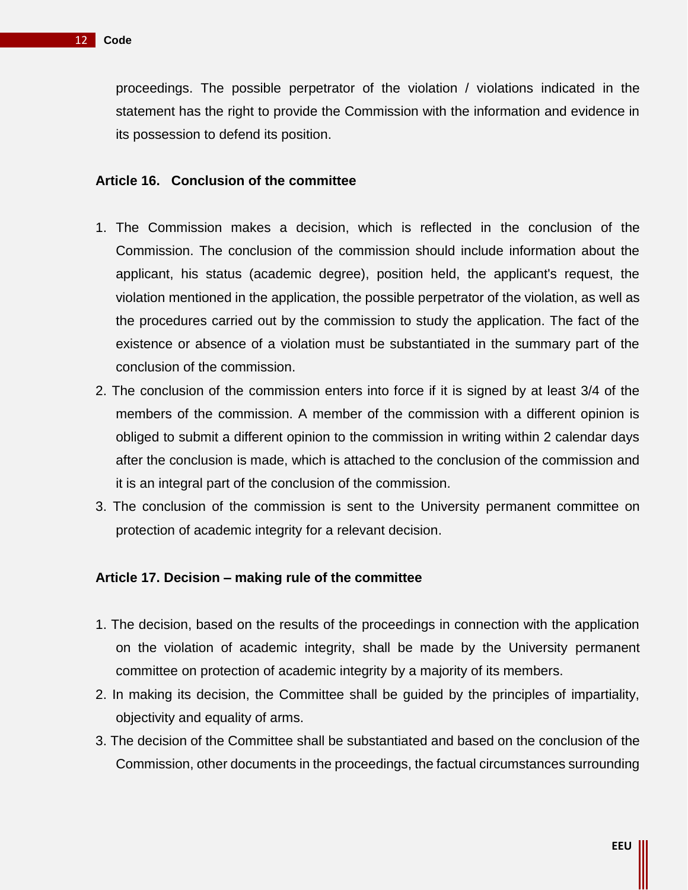proceedings. The possible perpetrator of the violation / violations indicated in the statement has the right to provide the Commission with the information and evidence in its possession to defend its position.

### Article 16. Conclusion of the committee

1. The Commission makes a decision, which is reflected in the conclusion of the Commission. The conclusion of the commission should include information about the applicant, his status (academic degree), position held, the applicant's request, the violation mentioned in the application, the possible perpetrator of the violation, as well as the procedures carried out by the commission to study the application. The fact of the existence or absence of a violation must be substantiated in the summary part of the conclusion of the commission.
2. The conclusion of the commission enters into force if it is signed by at least 3/4 of the members of the commission. A member of the commission with a different opinion is obliged to submit a different opinion to the commission in writing within 2 calendar days after the conclusion is made, which is attached to the conclusion of the commission and it is an integral part of the conclusion of the commission.
3. The conclusion of the commission is sent to the University permanent committee on protection of academic integrity for a relevant decision.

### Article 17. Decision – making rule of the committee

1. The decision, based on the results of the proceedings in connection with the application on the violation of academic integrity, shall be made by the University permanent committee on protection of academic integrity by a majority of its members.
2. In making its decision, the Committee shall be guided by the principles of impartiality, objectivity and equality of arms.
3. The decision of the Committee shall be substantiated and based on the conclusion of the Commission, other documents in the proceedings, the factual circumstances surrounding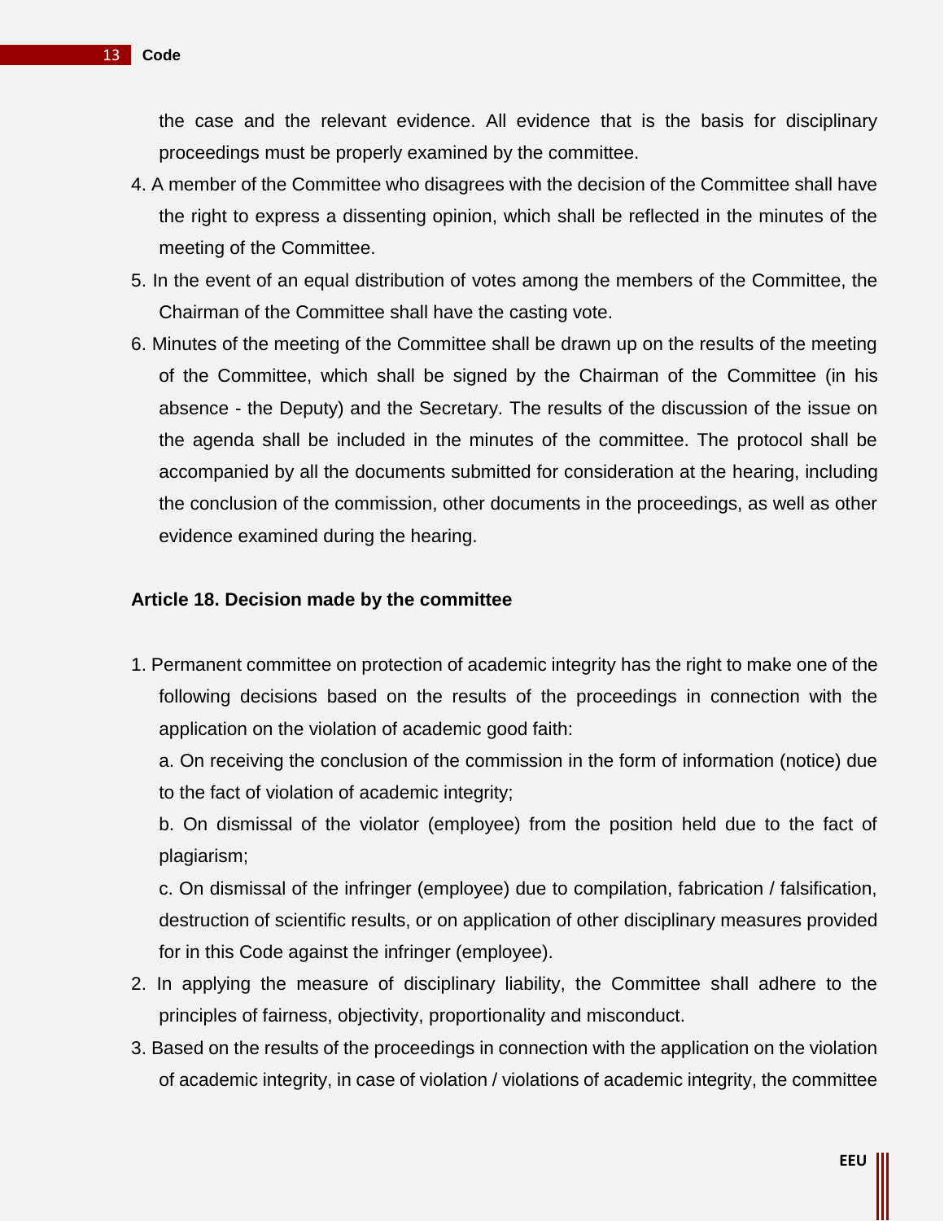the case and the relevant evidence. All evidence that is the basis for disciplinary proceedings must be properly examined by the committee.

4. A member of the Committee who disagrees with the decision of the Committee shall have the right to express a dissenting opinion, which shall be reflected in the minutes of the meeting of the Committee.
5. In the event of an equal distribution of votes among the members of the Committee, the Chairman of the Committee shall have the casting vote.
6. Minutes of the meeting of the Committee shall be drawn up on the results of the meeting of the Committee, which shall be signed by the Chairman of the Committee (in his absence - the Deputy) and the Secretary. The results of the discussion of the issue on the agenda shall be included in the minutes of the committee. The protocol shall be accompanied by all the documents submitted for consideration at the hearing, including the conclusion of the commission, other documents in the proceedings, as well as other evidence examined during the hearing.

**Article 18. Decision made by the committee**

1. Permanent committee on protection of academic integrity has the right to make one of the following decisions based on the results of the proceedings in connection with the application on the violation of academic good faith:

   a. On receiving the conclusion of the commission in the form of information (notice) due to the fact of violation of academic integrity;

   b. On dismissal of the violator (employee) from the position held due to the fact of plagiarism;

   c. On dismissal of the infringer (employee) due to compilation, fabrication / falsification, destruction of scientific results, or on application of other disciplinary measures provided for in this Code against the infringer (employee).
2. In applying the measure of disciplinary liability, the Committee shall adhere to the principles of fairness, objectivity, proportionality and misconduct.
3. Based on the results of the proceedings in connection with the application on the violation of academic integrity, in case of violation / violations of academic integrity, the committee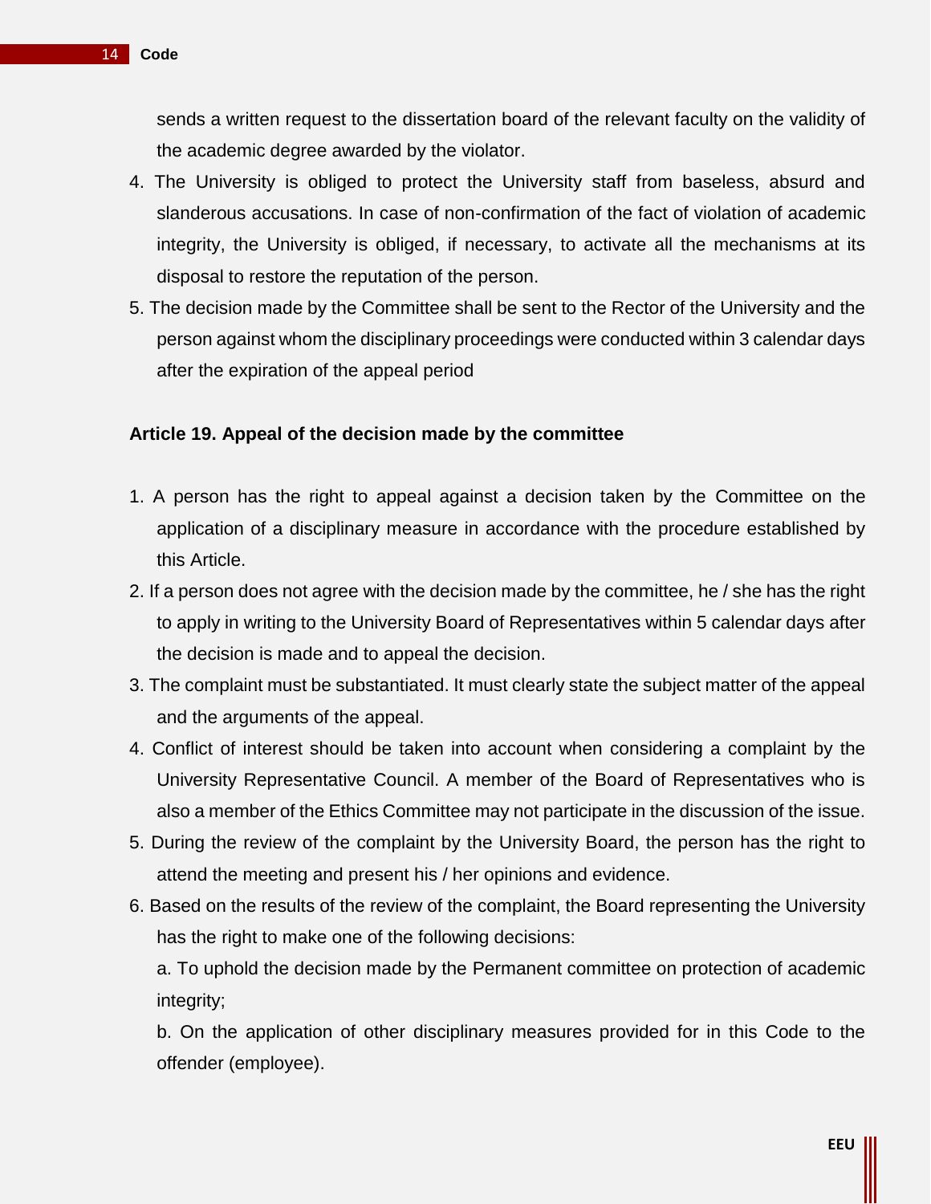sends a written request to the dissertation board of the relevant faculty on the validity of the academic degree awarded by the violator.

4. The University is obliged to protect the University staff from baseless, absurd and slanderous accusations. In case of non-confirmation of the fact of violation of academic integrity, the University is obliged, if necessary, to activate all the mechanisms at its disposal to restore the reputation of the person.
5. The decision made by the Committee shall be sent to the Rector of the University and the person against whom the disciplinary proceedings were conducted within 3 calendar days after the expiration of the appeal period

### Article 19. Appeal of the decision made by the committee

1. A person has the right to appeal against a decision taken by the Committee on the application of a disciplinary measure in accordance with the procedure established by this Article.
2. If a person does not agree with the decision made by the committee, he / she has the right to apply in writing to the University Board of Representatives within 5 calendar days after the decision is made and to appeal the decision.
3. The complaint must be substantiated. It must clearly state the subject matter of the appeal and the arguments of the appeal.
4. Conflict of interest should be taken into account when considering a complaint by the University Representative Council. A member of the Board of Representatives who is also a member of the Ethics Committee may not participate in the discussion of the issue.
5. During the review of the complaint by the University Board, the person has the right to attend the meeting and present his / her opinions and evidence.
6. Based on the results of the review of the complaint, the Board representing the University has the right to make one of the following decisions:

   a. To uphold the decision made by the Permanent committee on protection of academic integrity;

   b. On the application of other disciplinary measures provided for in this Code to the offender (employee).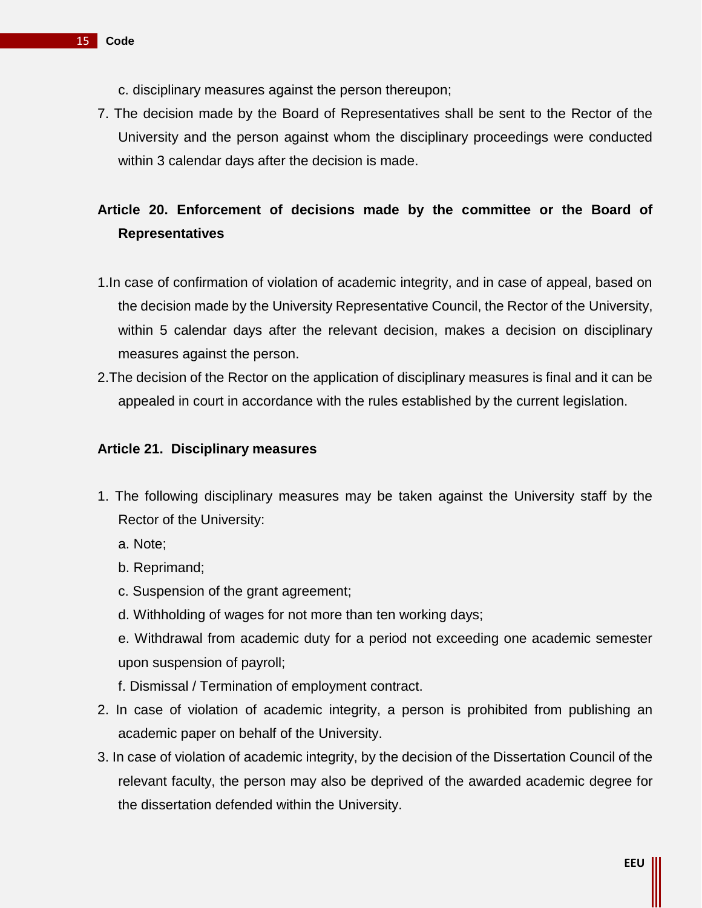c. disciplinary measures against the person thereupon;

7. The decision made by the Board of Representatives shall be sent to the Rector of the University and the person against whom the disciplinary proceedings were conducted within 3 calendar days after the decision is made.

### Article 20. Enforcement of decisions made by the committee or the Board of Representatives

1. In case of confirmation of violation of academic integrity, and in case of appeal, based on the decision made by the University Representative Council, the Rector of the University, within 5 calendar days after the relevant decision, makes a decision on disciplinary measures against the person.
2. The decision of the Rector on the application of disciplinary measures is final and it can be appealed in court in accordance with the rules established by the current legislation.

### Article 21. Disciplinary measures

1. The following disciplinary measures may be taken against the University staff by the Rector of the University:

   a. Note;

   b. Reprimand;

   c. Suspension of the grant agreement;

   d. Withholding of wages for not more than ten working days;

   e. Withdrawal from academic duty for a period not exceeding one academic semester upon suspension of payroll;

   f. Dismissal / Termination of employment contract.
2. In case of violation of academic integrity, a person is prohibited from publishing an academic paper on behalf of the University.
3. In case of violation of academic integrity, by the decision of the Dissertation Council of the relevant faculty, the person may also be deprived of the awarded academic degree for the dissertation defended within the University.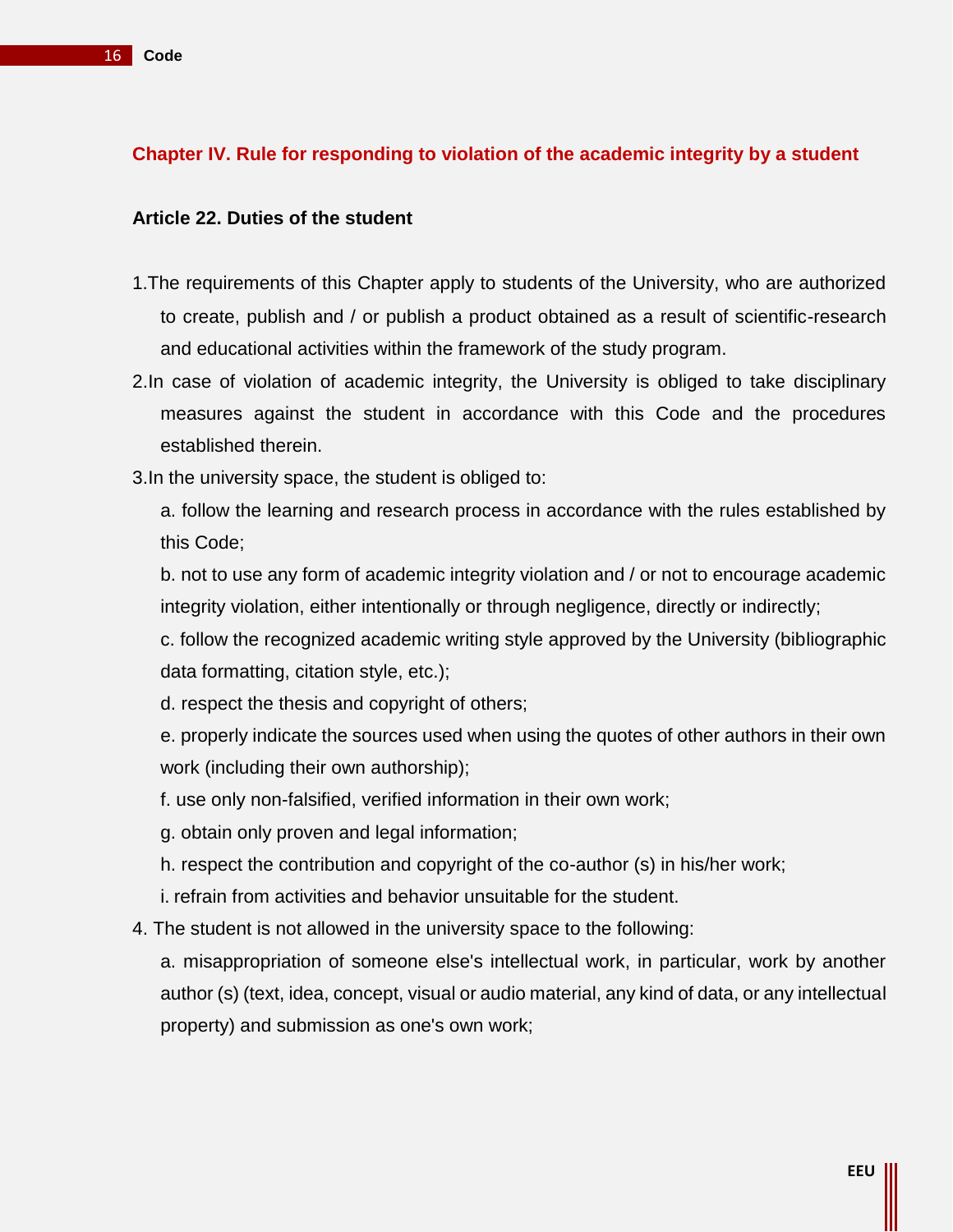## Chapter IV. Rule for responding to violation of the academic integrity by a student

### Article 22. Duties of the student

1. The requirements of this Chapter apply to students of the University, who are authorized to create, publish and / or publish a product obtained as a result of scientific-research and educational activities within the framework of the study program.
2. In case of violation of academic integrity, the University is obliged to take disciplinary measures against the student in accordance with this Code and the procedures established therein.
3. In the university space, the student is obliged to:

   a. follow the learning and research process in accordance with the rules established by this Code;

   b. not to use any form of academic integrity violation and / or not to encourage academic integrity violation, either intentionally or through negligence, directly or indirectly;

   c. follow the recognized academic writing style approved by the University (bibliographic data formatting, citation style, etc.);

   d. respect the thesis and copyright of others;

   e. properly indicate the sources used when using the quotes of other authors in their own work (including their own authorship);

   f. use only non-falsified, verified information in their own work;

   g. obtain only proven and legal information;

   h. respect the contribution and copyright of the co-author (s) in his/her work;

   i. refrain from activities and behavior unsuitable for the student.
4. The student is not allowed in the university space to the following:

   a. misappropriation of someone else's intellectual work, in particular, work by another author (s) (text, idea, concept, visual or audio material, any kind of data, or any intellectual property) and submission as one's own work;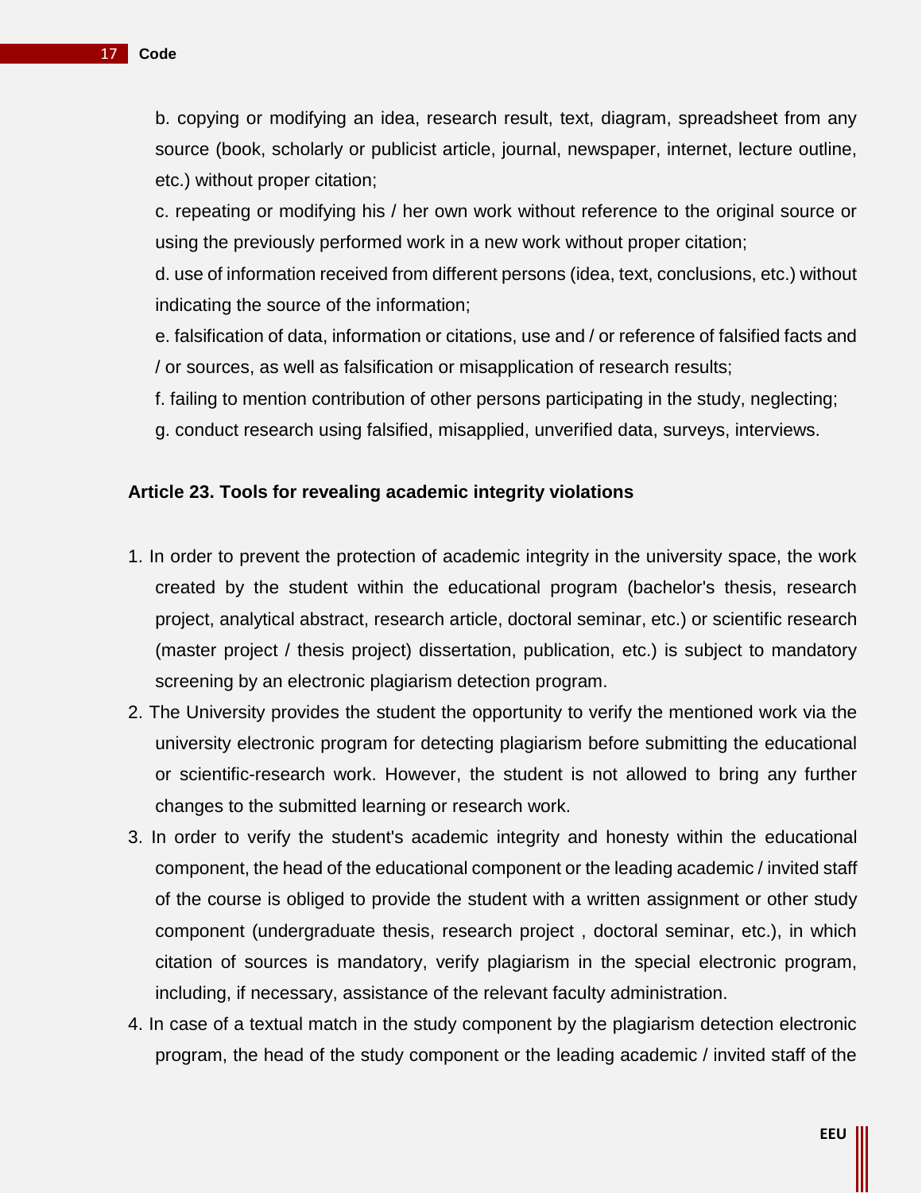b. copying or modifying an idea, research result, text, diagram, spreadsheet from any source (book, scholarly or publicist article, journal, newspaper, internet, lecture outline, etc.) without proper citation;

c. repeating or modifying his / her own work without reference to the original source or using the previously performed work in a new work without proper citation;

d. use of information received from different persons (idea, text, conclusions, etc.) without indicating the source of the information;

e. falsification of data, information or citations, use and / or reference of falsified facts and / or sources, as well as falsification or misapplication of research results;

f. failing to mention contribution of other persons participating in the study, neglecting;

g. conduct research using falsified, misapplied, unverified data, surveys, interviews.

**Article 23. Tools for revealing academic integrity violations**

1. In order to prevent the protection of academic integrity in the university space, the work created by the student within the educational program (bachelor's thesis, research project, analytical abstract, research article, doctoral seminar, etc.) or scientific research (master project / thesis project) dissertation, publication, etc.) is subject to mandatory screening by an electronic plagiarism detection program.
2. The University provides the student the opportunity to verify the mentioned work via the university electronic program for detecting plagiarism before submitting the educational or scientific-research work. However, the student is not allowed to bring any further changes to the submitted learning or research work.
3. In order to verify the student's academic integrity and honesty within the educational component, the head of the educational component or the leading academic / invited staff of the course is obliged to provide the student with a written assignment or other study component (undergraduate thesis, research project , doctoral seminar, etc.), in which citation of sources is mandatory, verify plagiarism in the special electronic program, including, if necessary, assistance of the relevant faculty administration.
4. In case of a textual match in the study component by the plagiarism detection electronic program, the head of the study component or the leading academic / invited staff of the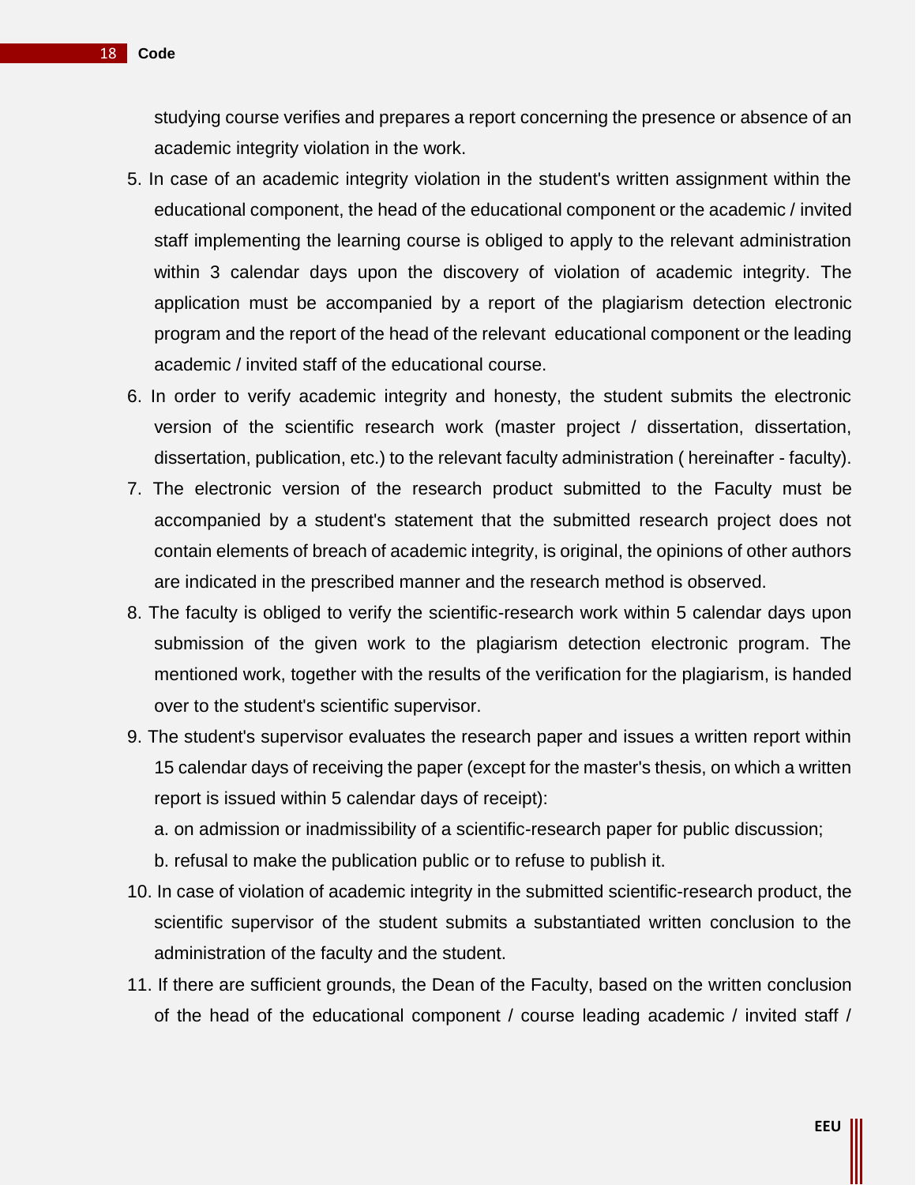studying course verifies and prepares a report concerning the presence or absence of an academic integrity violation in the work.

5. In case of an academic integrity violation in the student's written assignment within the educational component, the head of the educational component or the academic / invited staff implementing the learning course is obliged to apply to the relevant administration within 3 calendar days upon the discovery of violation of academic integrity. The application must be accompanied by a report of the plagiarism detection electronic program and the report of the head of the relevant educational component or the leading academic / invited staff of the educational course.
6. In order to verify academic integrity and honesty, the student submits the electronic version of the scientific research work (master project / dissertation, dissertation, dissertation, publication, etc.) to the relevant faculty administration ( hereinafter - faculty).
7. The electronic version of the research product submitted to the Faculty must be accompanied by a student's statement that the submitted research project does not contain elements of breach of academic integrity, is original, the opinions of other authors are indicated in the prescribed manner and the research method is observed.
8. The faculty is obliged to verify the scientific-research work within 5 calendar days upon submission of the given work to the plagiarism detection electronic program. The mentioned work, together with the results of the verification for the plagiarism, is handed over to the student's scientific supervisor.
9. The student's supervisor evaluates the research paper and issues a written report within 15 calendar days of receiving the paper (except for the master's thesis, on which a written report is issued within 5 calendar days of receipt):

   a. on admission or inadmissibility of a scientific-research paper for public discussion;

   b. refusal to make the publication public or to refuse to publish it.
10. In case of violation of academic integrity in the submitted scientific-research product, the scientific supervisor of the student submits a substantiated written conclusion to the administration of the faculty and the student.
11. If there are sufficient grounds, the Dean of the Faculty, based on the written conclusion of the head of the educational component / course leading academic / invited staff /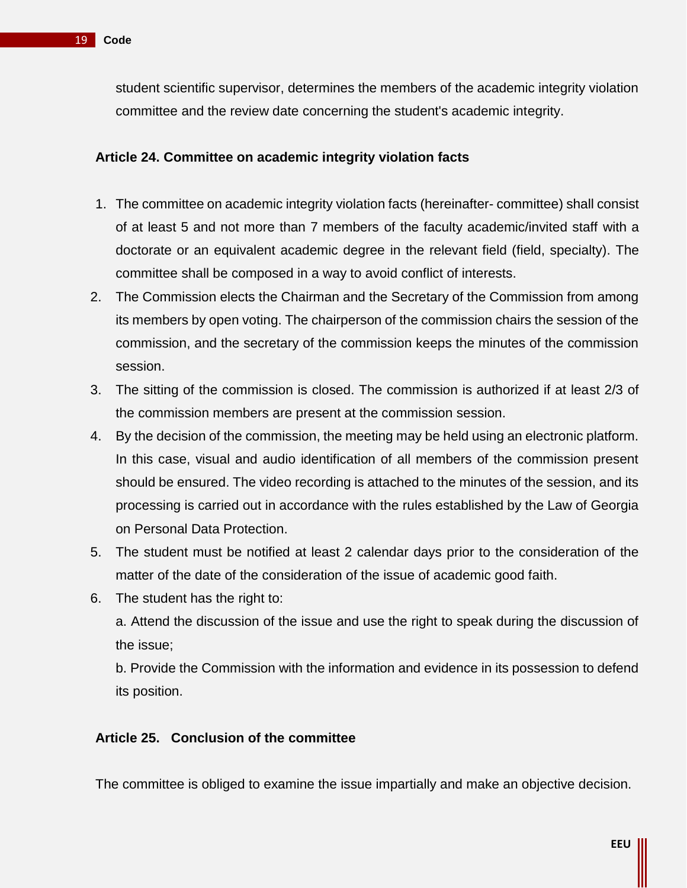student scientific supervisor, determines the members of the academic integrity violation committee and the review date concerning the student's academic integrity.

### Article 24. Committee on academic integrity violation facts

1. The committee on academic integrity violation facts (hereinafter- committee) shall consist of at least 5 and not more than 7 members of the faculty academic/invited staff with a doctorate or an equivalent academic degree in the relevant field (field, specialty). The committee shall be composed in a way to avoid conflict of interests.
2. The Commission elects the Chairman and the Secretary of the Commission from among its members by open voting. The chairperson of the commission chairs the session of the commission, and the secretary of the commission keeps the minutes of the commission session.
3. The sitting of the commission is closed. The commission is authorized if at least 2/3 of the commission members are present at the commission session.
4. By the decision of the commission, the meeting may be held using an electronic platform. In this case, visual and audio identification of all members of the commission present should be ensured. The video recording is attached to the minutes of the session, and its processing is carried out in accordance with the rules established by the Law of Georgia on Personal Data Protection.
5. The student must be notified at least 2 calendar days prior to the consideration of the matter of the date of the consideration of the issue of academic good faith.
6. The student has the right to:

   a. Attend the discussion of the issue and use the right to speak during the discussion of the issue;

   b. Provide the Commission with the information and evidence in its possession to defend its position.

### Article 25. Conclusion of the committee

The committee is obliged to examine the issue impartially and make an objective decision.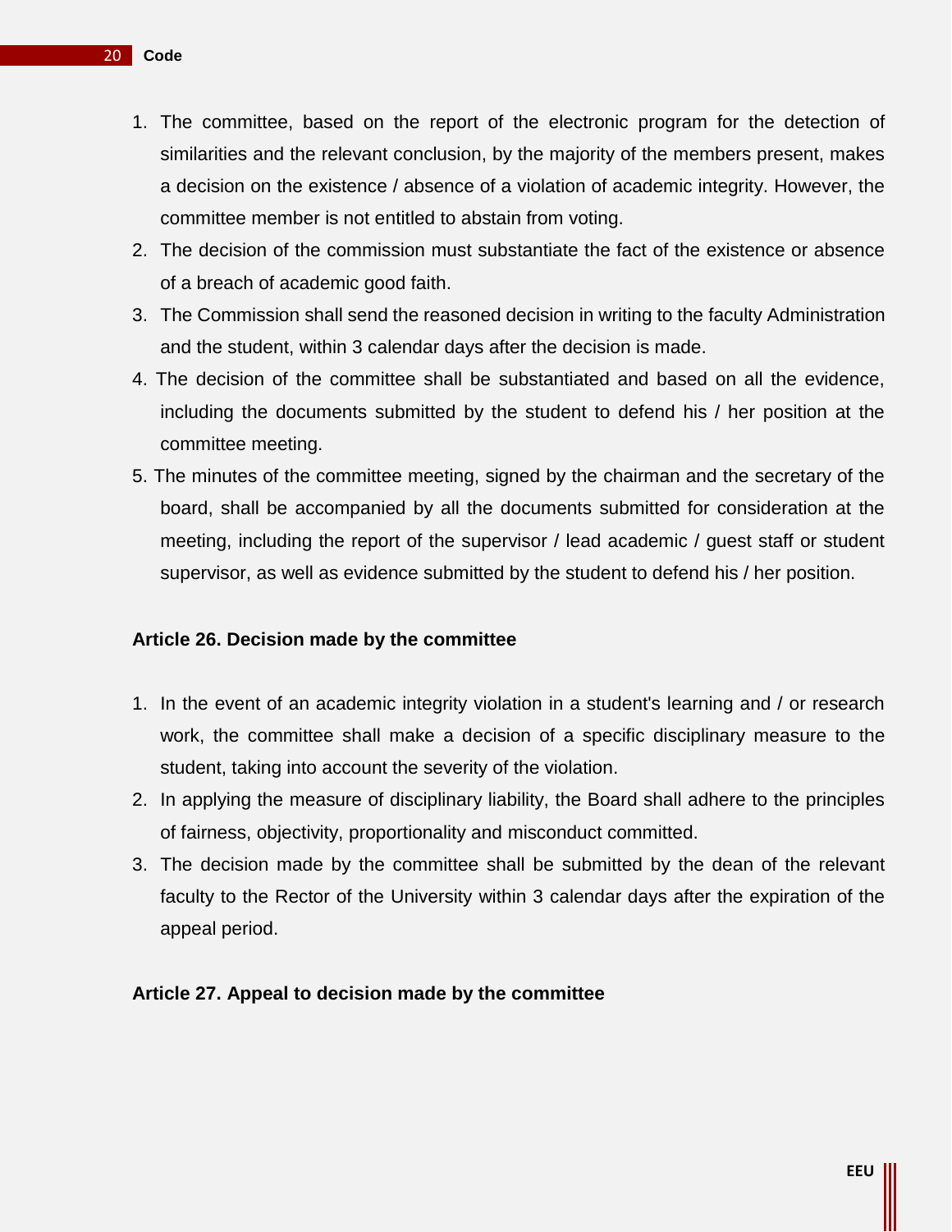1. The committee, based on the report of the electronic program for the detection of similarities and the relevant conclusion, by the majority of the members present, makes a decision on the existence / absence of a violation of academic integrity. However, the committee member is not entitled to abstain from voting.
2. The decision of the commission must substantiate the fact of the existence or absence of a breach of academic good faith.
3. The Commission shall send the reasoned decision in writing to the faculty Administration and the student, within 3 calendar days after the decision is made.
4. The decision of the committee shall be substantiated and based on all the evidence, including the documents submitted by the student to defend his / her position at the committee meeting.
5. The minutes of the committee meeting, signed by the chairman and the secretary of the board, shall be accompanied by all the documents submitted for consideration at the meeting, including the report of the supervisor / lead academic / guest staff or student supervisor, as well as evidence submitted by the student to defend his / her position.

**Article 26. Decision made by the committee**

1. In the event of an academic integrity violation in a student's learning and / or research work, the committee shall make a decision of a specific disciplinary measure to the student, taking into account the severity of the violation.
2. In applying the measure of disciplinary liability, the Board shall adhere to the principles of fairness, objectivity, proportionality and misconduct committed.
3. The decision made by the committee shall be submitted by the dean of the relevant faculty to the Rector of the University within 3 calendar days after the expiration of the appeal period.

**Article 27. Appeal to decision made by the committee**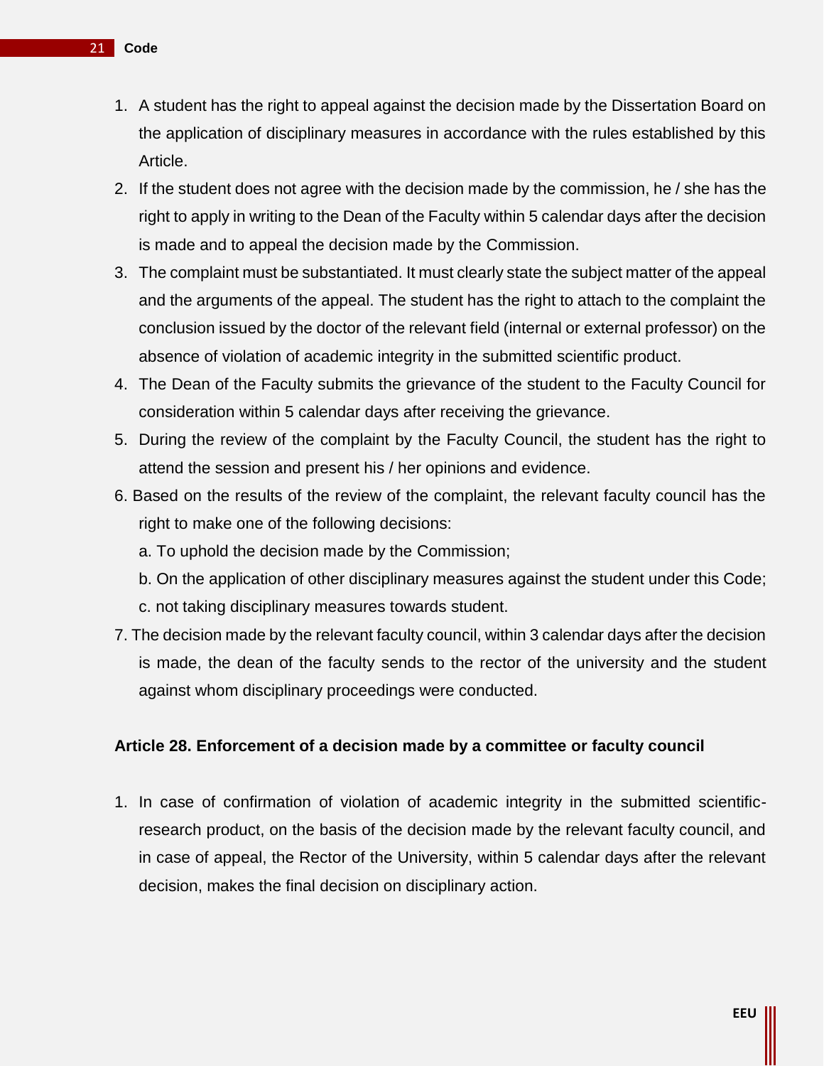1. A student has the right to appeal against the decision made by the Dissertation Board on the application of disciplinary measures in accordance with the rules established by this Article.
2. If the student does not agree with the decision made by the commission, he / she has the right to apply in writing to the Dean of the Faculty within 5 calendar days after the decision is made and to appeal the decision made by the Commission.
3. The complaint must be substantiated. It must clearly state the subject matter of the appeal and the arguments of the appeal. The student has the right to attach to the complaint the conclusion issued by the doctor of the relevant field (internal or external professor) on the absence of violation of academic integrity in the submitted scientific product.
4. The Dean of the Faculty submits the grievance of the student to the Faculty Council for consideration within 5 calendar days after receiving the grievance.
5. During the review of the complaint by the Faculty Council, the student has the right to attend the session and present his / her opinions and evidence.
6. Based on the results of the review of the complaint, the relevant faculty council has the right to make one of the following decisions:
   a. To uphold the decision made by the Commission;
   b. On the application of other disciplinary measures against the student under this Code;
   c. not taking disciplinary measures towards student.
7. The decision made by the relevant faculty council, within 3 calendar days after the decision is made, the dean of the faculty sends to the rector of the university and the student against whom disciplinary proceedings were conducted.

### Article 28. Enforcement of a decision made by a committee or faculty council

1. In case of confirmation of violation of academic integrity in the submitted scientific-research product, on the basis of the decision made by the relevant faculty council, and in case of appeal, the Rector of the University, within 5 calendar days after the relevant decision, makes the final decision on disciplinary action.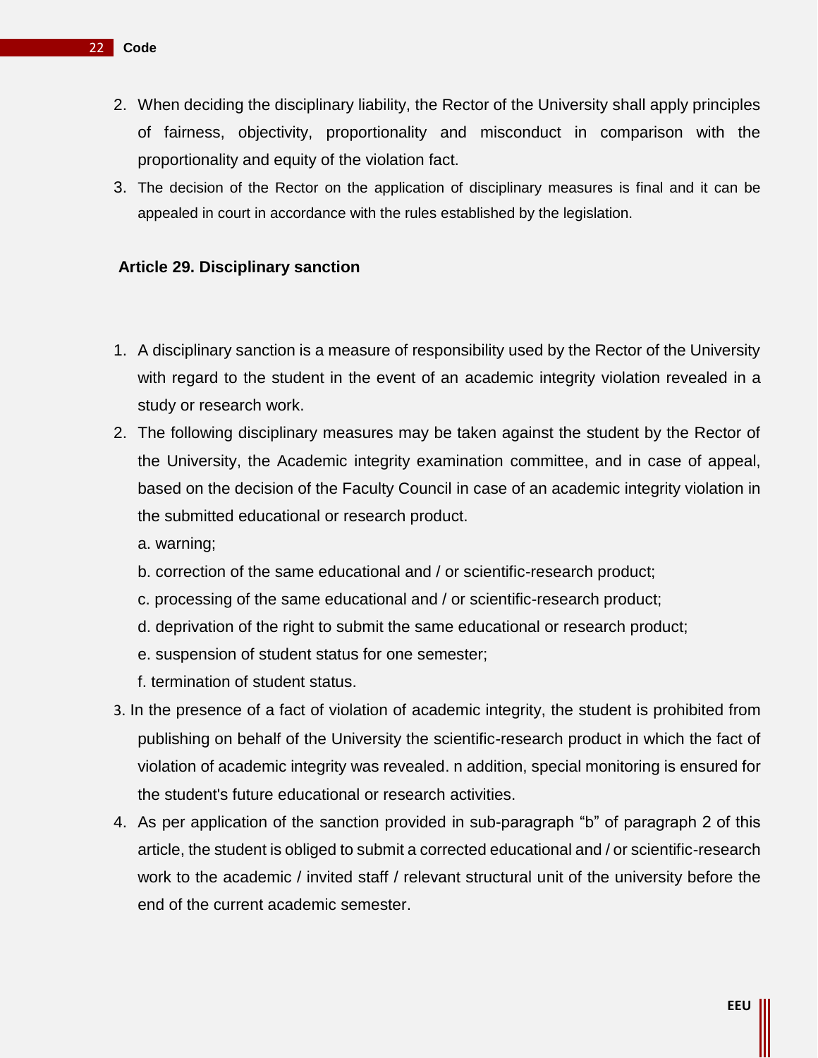2. When deciding the disciplinary liability, the Rector of the University shall apply principles of fairness, objectivity, proportionality and misconduct in comparison with the proportionality and equity of the violation fact.
3. The decision of the Rector on the application of disciplinary measures is final and it can be appealed in court in accordance with the rules established by the legislation.

**Article 29. Disciplinary sanction**

1. A disciplinary sanction is a measure of responsibility used by the Rector of the University with regard to the student in the event of an academic integrity violation revealed in a study or research work.
2. The following disciplinary measures may be taken against the student by the Rector of the University, the Academic integrity examination committee, and in case of appeal, based on the decision of the Faculty Council in case of an academic integrity violation in the submitted educational or research product.

   a. warning;

   b. correction of the same educational and / or scientific-research product;

   c. processing of the same educational and / or scientific-research product;

   d. deprivation of the right to submit the same educational or research product;

   e. suspension of student status for one semester;

   f. termination of student status.
3. In the presence of a fact of violation of academic integrity, the student is prohibited from publishing on behalf of the University the scientific-research product in which the fact of violation of academic integrity was revealed. n addition, special monitoring is ensured for the student's future educational or research activities.
4. As per application of the sanction provided in sub-paragraph “b” of paragraph 2 of this article, the student is obliged to submit a corrected educational and / or scientific-research work to the academic / invited staff / relevant structural unit of the university before the end of the current academic semester.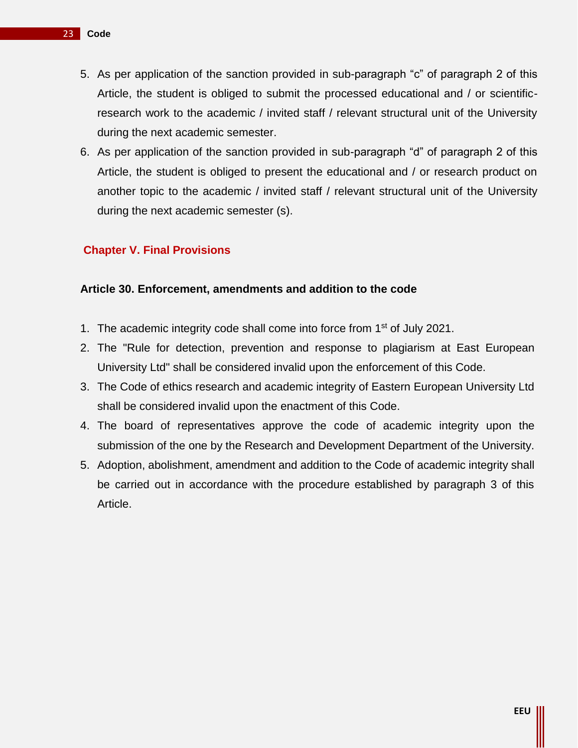5. As per application of the sanction provided in sub-paragraph “c” of paragraph 2 of this Article, the student is obliged to submit the processed educational and / or scientific-research work to the academic / invited staff / relevant structural unit of the University during the next academic semester.
6. As per application of the sanction provided in sub-paragraph “d” of paragraph 2 of this Article, the student is obliged to present the educational and / or research product on another topic to the academic / invited staff / relevant structural unit of the University during the next academic semester (s).

## Chapter V. Final Provisions

### Article 30. Enforcement, amendments and addition to the code

1. The academic integrity code shall come into force from 1st of July 2021.
2. The "Rule for detection, prevention and response to plagiarism at East European University Ltd" shall be considered invalid upon the enforcement of this Code.
3. The Code of ethics research and academic integrity of Eastern European University Ltd shall be considered invalid upon the enactment of this Code.
4. The board of representatives approve the code of academic integrity upon the submission of the one by the Research and Development Department of the University.
5. Adoption, abolishment, amendment and addition to the Code of academic integrity shall be carried out in accordance with the procedure established by paragraph 3 of this Article.